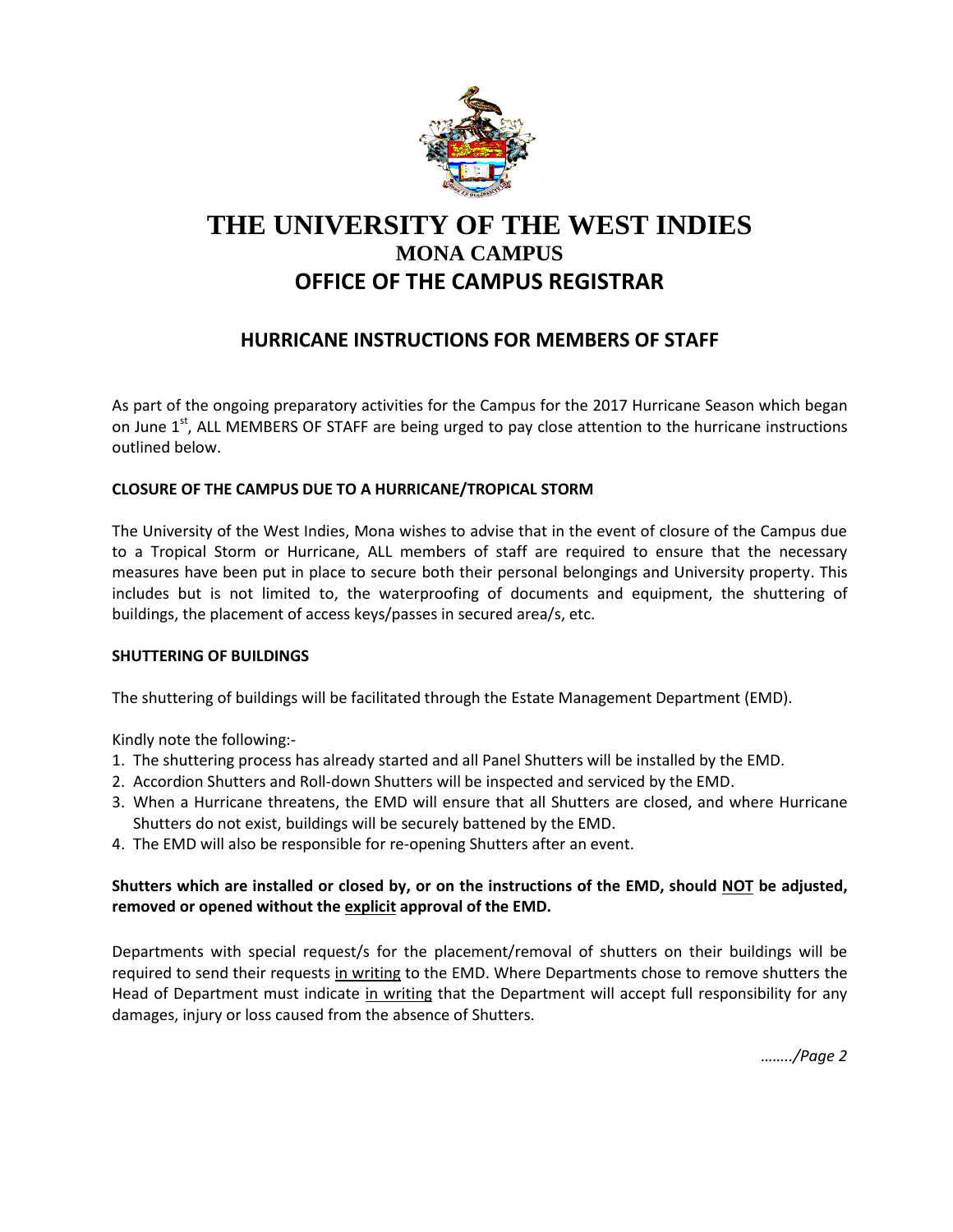# THE UNIVERSITY OF THE WEST INDIES
## MONA CAMPUS
## OFFICE OF THE CAMPUS REGISTRAR

## HURRICANE INSTRUCTIONS FOR MEMBERS OF STAFF

As part of the ongoing preparatory activities for the Campus for the 2017 Hurricane Season which began on June 1st, ALL MEMBERS OF STAFF are being urged to pay close attention to the hurricane instructions outlined below.

**CLOSURE OF THE CAMPUS DUE TO A HURRICANE/TROPICAL STORM**

The University of the West Indies, Mona wishes to advise that in the event of closure of the Campus due to a Tropical Storm or Hurricane, ALL members of staff are required to ensure that the necessary measures have been put in place to secure both their personal belongings and University property. This includes but is not limited to, the waterproofing of documents and equipment, the shuttering of buildings, the placement of access keys/passes in secured area/s, etc.

**SHUTTERING OF BUILDINGS**

The shuttering of buildings will be facilitated through the Estate Management Department (EMD).

Kindly note the following:-

1. The shuttering process has already started and all Panel Shutters will be installed by the EMD.
2. Accordion Shutters and Roll-down Shutters will be inspected and serviced by the EMD.
3. When a Hurricane threatens, the EMD will ensure that all Shutters are closed, and where Hurricane Shutters do not exist, buildings will be securely battened by the EMD.
4. The EMD will also be responsible for re-opening Shutters after an event.

**Shutters which are installed or closed by, or on the instructions of the EMD, should NOT be adjusted, removed or opened without the explicit approval of the EMD.**

Departments with special request/s for the placement/removal of shutters on their buildings will be required to send their requests in writing to the EMD. Where Departments chose to remove shutters the Head of Department must indicate in writing that the Department will accept full responsibility for any damages, injury or loss caused from the absence of Shutters.

*……./Page 2*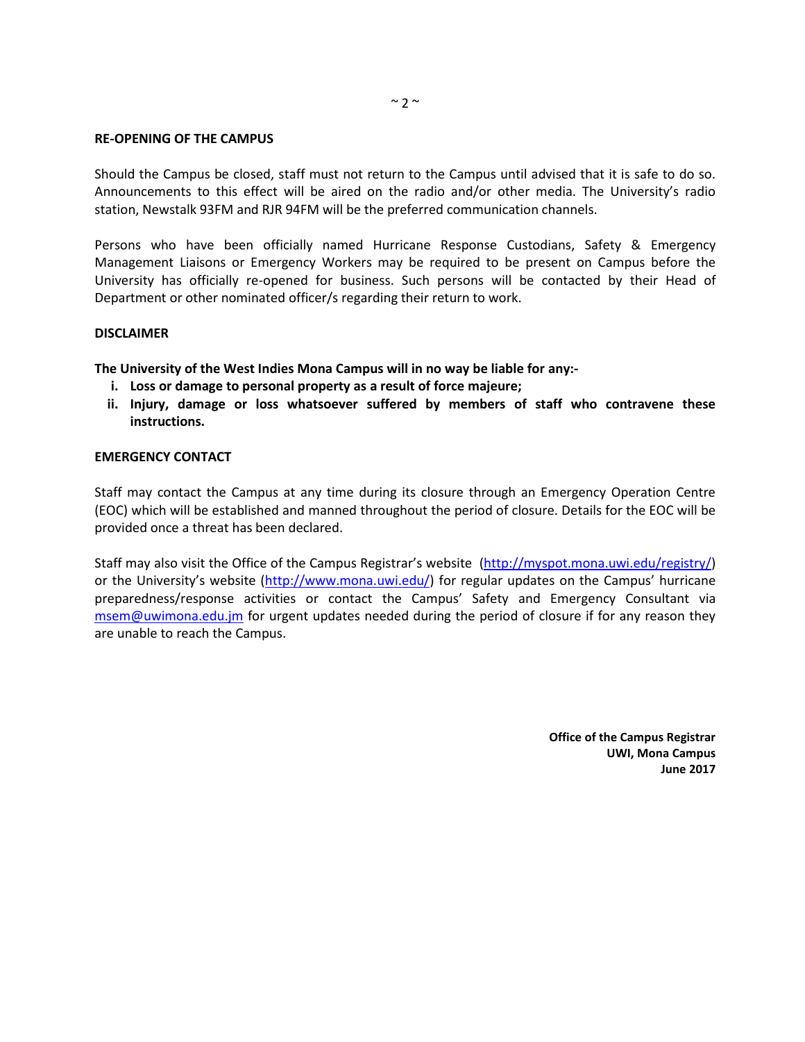**RE-OPENING OF THE CAMPUS**

Should the Campus be closed, staff must not return to the Campus until advised that it is safe to do so. Announcements to this effect will be aired on the radio and/or other media. The University's radio station, Newstalk 93FM and RJR 94FM will be the preferred communication channels.

Persons who have been officially named Hurricane Response Custodians, Safety & Emergency Management Liaisons or Emergency Workers may be required to be present on Campus before the University has officially re-opened for business. Such persons will be contacted by their Head of Department or other nominated officer/s regarding their return to work.

**DISCLAIMER**

**The University of the West Indies Mona Campus will in no way be liable for any:-**

i. **Loss or damage to personal property as a result of force majeure;**
ii. **Injury, damage or loss whatsoever suffered by members of staff who contravene these instructions.**

**EMERGENCY CONTACT**

Staff may contact the Campus at any time during its closure through an Emergency Operation Centre (EOC) which will be established and manned throughout the period of closure. Details for the EOC will be provided once a threat has been declared.

Staff may also visit the Office of the Campus Registrar's website (http://myspot.mona.uwi.edu/registry/) or the University's website (http://www.mona.uwi.edu/) for regular updates on the Campus' hurricane preparedness/response activities or contact the Campus' Safety and Emergency Consultant via msem@uwimona.edu.jm for urgent updates needed during the period of closure if for any reason they are unable to reach the Campus.

**Office of the Campus Registrar**
**UWI, Mona Campus**
**June 2017**